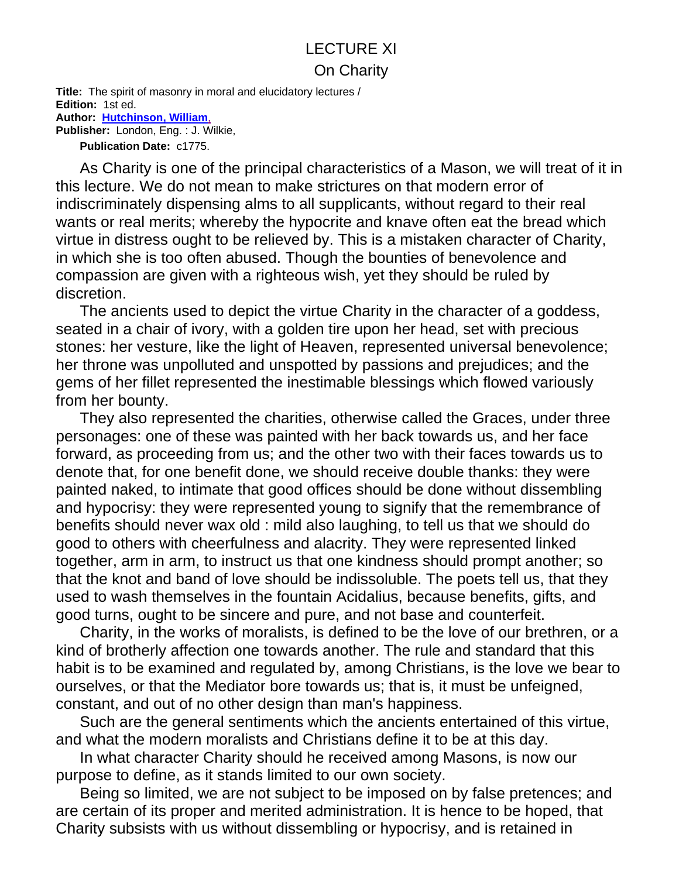# LECTURE XI

## On Charity

**Title:** The spirit of masonry in moral and elucidatory lectures /
**Edition:** 1st ed.
**Author:** Hutchinson, William,
**Publisher:** London, Eng. : J. Wilkie,
**Publication Date:** c1775.

As Charity is one of the principal characteristics of a Mason, we will treat of it in this lecture. We do not mean to make strictures on that modern error of indiscriminately dispensing alms to all supplicants, without regard to their real wants or real merits; whereby the hypocrite and knave often eat the bread which virtue in distress ought to be relieved by. This is a mistaken character of Charity, in which she is too often abused. Though the bounties of benevolence and compassion are given with a righteous wish, yet they should be ruled by discretion.

The ancients used to depict the virtue Charity in the character of a goddess, seated in a chair of ivory, with a golden tire upon her head, set with precious stones: her vesture, like the light of Heaven, represented universal benevolence; her throne was unpolluted and unspotted by passions and prejudices; and the gems of her fillet represented the inestimable blessings which flowed variously from her bounty.

They also represented the charities, otherwise called the Graces, under three personages: one of these was painted with her back towards us, and her face forward, as proceeding from us; and the other two with their faces towards us to denote that, for one benefit done, we should receive double thanks: they were painted naked, to intimate that good offices should be done without dissembling and hypocrisy: they were represented young to signify that the remembrance of benefits should never wax old : mild also laughing, to tell us that we should do good to others with cheerfulness and alacrity. They were represented linked together, arm in arm, to instruct us that one kindness should prompt another; so that the knot and band of love should be indissoluble. The poets tell us, that they used to wash themselves in the fountain Acidalius, because benefits, gifts, and good turns, ought to be sincere and pure, and not base and counterfeit.

Charity, in the works of moralists, is defined to be the love of our brethren, or a kind of brotherly affection one towards another. The rule and standard that this habit is to be examined and regulated by, among Christians, is the love we bear to ourselves, or that the Mediator bore towards us; that is, it must be unfeigned, constant, and out of no other design than man's happiness.

Such are the general sentiments which the ancients entertained of this virtue, and what the modern moralists and Christians define it to be at this day.

In what character Charity should he received among Masons, is now our purpose to define, as it stands limited to our own society.

Being so limited, we are not subject to be imposed on by false pretences; and are certain of its proper and merited administration. It is hence to be hoped, that Charity subsists with us without dissembling or hypocrisy, and is retained in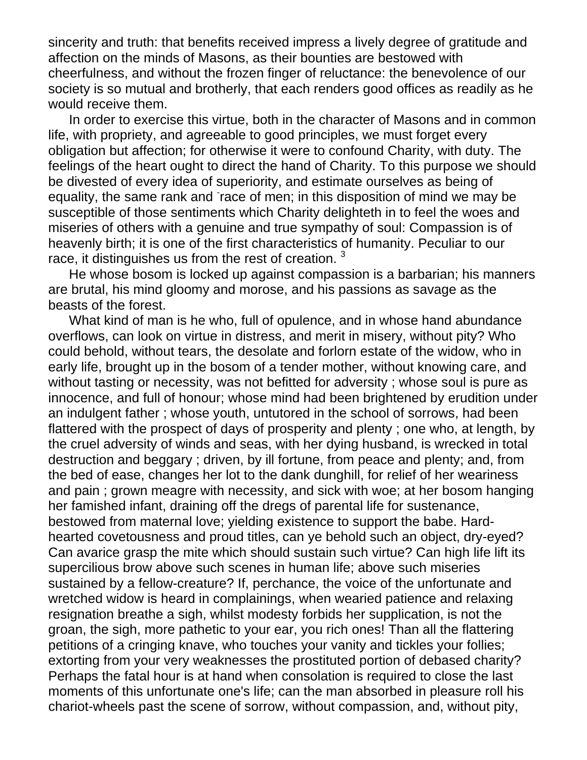sincerity and truth: that benefits received impress a lively degree of gratitude and affection on the minds of Masons, as their bounties are bestowed with cheerfulness, and without the frozen finger of reluctance: the benevolence of our society is so mutual and brotherly, that each renders good offices as readily as he would receive them.

In order to exercise this virtue, both in the character of Masons and in common life, with propriety, and agreeable to good principles, we must forget every obligation but affection; for otherwise it were to confound Charity, with duty. The feelings of the heart ought to direct the hand of Charity. To this purpose we should be divested of every idea of superiority, and estimate ourselves as being of equality, the same rank and ˉrace of men; in this disposition of mind we may be susceptible of those sentiments which Charity delighteth in to feel the woes and miseries of others with a genuine and true sympathy of soul: Compassion is of heavenly birth; it is one of the first characteristics of humanity. Peculiar to our race, it distinguishes us from the rest of creation. [3]

He whose bosom is locked up against compassion is a barbarian; his manners are brutal, his mind gloomy and morose, and his passions as savage as the beasts of the forest.

What kind of man is he who, full of opulence, and in whose hand abundance overflows, can look on virtue in distress, and merit in misery, without pity? Who could behold, without tears, the desolate and forlorn estate of the widow, who in early life, brought up in the bosom of a tender mother, without knowing care, and without tasting or necessity, was not befitted for adversity ; whose soul is pure as innocence, and full of honour; whose mind had been brightened by erudition under an indulgent father ; whose youth, untutored in the school of sorrows, had been flattered with the prospect of days of prosperity and plenty ; one who, at length, by the cruel adversity of winds and seas, with her dying husband, is wrecked in total destruction and beggary ; driven, by ill fortune, from peace and plenty; and, from the bed of ease, changes her lot to the dank dunghill, for relief of her weariness and pain ; grown meagre with necessity, and sick with woe; at her bosom hanging her famished infant, draining off the dregs of parental life for sustenance, bestowed from maternal love; yielding existence to support the babe. Hard-hearted covetousness and proud titles, can ye behold such an object, dry-eyed? Can avarice grasp the mite which should sustain such virtue? Can high life lift its supercilious brow above such scenes in human life; above such miseries sustained by a fellow-creature? If, perchance, the voice of the unfortunate and wretched widow is heard in complainings, when wearied patience and relaxing resignation breathe a sigh, whilst modesty forbids her supplication, is not the groan, the sigh, more pathetic to your ear, you rich ones! Than all the flattering petitions of a cringing knave, who touches your vanity and tickles your follies; extorting from your very weaknesses the prostituted portion of debased charity? Perhaps the fatal hour is at hand when consolation is required to close the last moments of this unfortunate one's life; can the man absorbed in pleasure roll his chariot-wheels past the scene of sorrow, without compassion, and, without pity,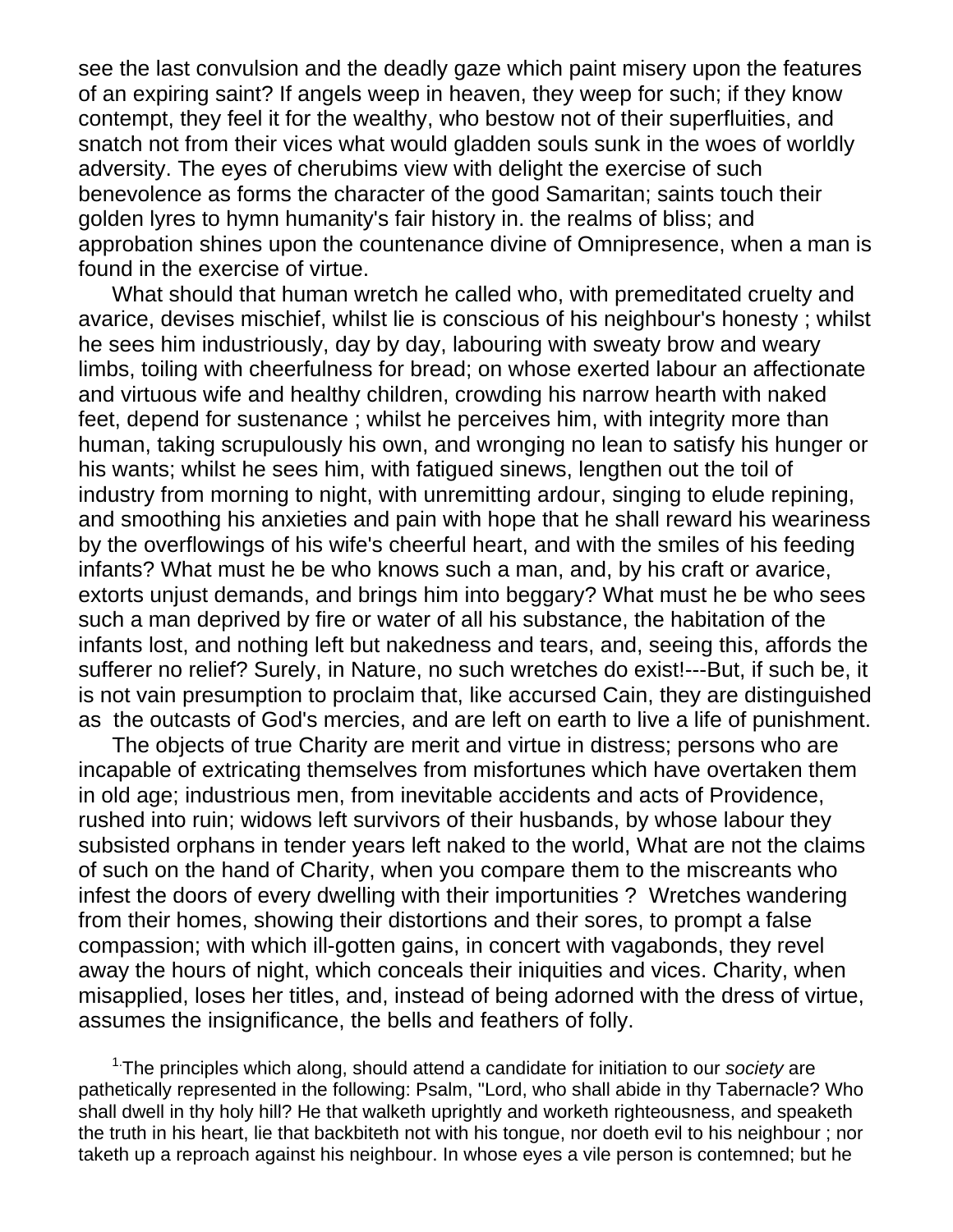see the last convulsion and the deadly gaze which paint misery upon the features of an expiring saint? If angels weep in heaven, they weep for such; if they know contempt, they feel it for the wealthy, who bestow not of their superfluities, and snatch not from their vices what would gladden souls sunk in the woes of worldly adversity. The eyes of cherubims view with delight the exercise of such benevolence as forms the character of the good Samaritan; saints touch their golden lyres to hymn humanity's fair history in. the realms of bliss; and approbation shines upon the countenance divine of Omnipresence, when a man is found in the exercise of virtue.

What should that human wretch he called who, with premeditated cruelty and avarice, devises mischief, whilst lie is conscious of his neighbour's honesty ; whilst he sees him industriously, day by day, labouring with sweaty brow and weary limbs, toiling with cheerfulness for bread; on whose exerted labour an affectionate and virtuous wife and healthy children, crowding his narrow hearth with naked feet, depend for sustenance ; whilst he perceives him, with integrity more than human, taking scrupulously his own, and wronging no lean to satisfy his hunger or his wants; whilst he sees him, with fatigued sinews, lengthen out the toil of industry from morning to night, with unremitting ardour, singing to elude repining, and smoothing his anxieties and pain with hope that he shall reward his weariness by the overflowings of his wife's cheerful heart, and with the smiles of his feeding infants? What must he be who knows such a man, and, by his craft or avarice, extorts unjust demands, and brings him into beggary? What must he be who sees such a man deprived by fire or water of all his substance, the habitation of the infants lost, and nothing left but nakedness and tears, and, seeing this, affords the sufferer no relief? Surely, in Nature, no such wretches do exist!---But, if such be, it is not vain presumption to proclaim that, like accursed Cain, they are distinguished as the outcasts of God's mercies, and are left on earth to live a life of punishment.

The objects of true Charity are merit and virtue in distress; persons who are incapable of extricating themselves from misfortunes which have overtaken them in old age; industrious men, from inevitable accidents and acts of Providence, rushed into ruin; widows left survivors of their husbands, by whose labour they subsisted orphans in tender years left naked to the world, What are not the claims of such on the hand of Charity, when you compare them to the miscreants who infest the doors of every dwelling with their importunities ? Wretches wandering from their homes, showing their distortions and their sores, to prompt a false compassion; with which ill-gotten gains, in concert with vagabonds, they revel away the hours of night, which conceals their iniquities and vices. Charity, when misapplied, loses her titles, and, instead of being adorned with the dress of virtue, assumes the insignificance, the bells and feathers of folly.

[1.] The principles which along, should attend a candidate for initiation to our *society* are pathetically represented in the following: Psalm, "Lord, who shall abide in thy Tabernacle? Who shall dwell in thy holy hill? He that walketh uprightly and worketh righteousness, and speaketh the truth in his heart, lie that backbiteth not with his tongue, nor doeth evil to his neighbour ; nor taketh up a reproach against his neighbour. In whose eyes a vile person is contemned; but he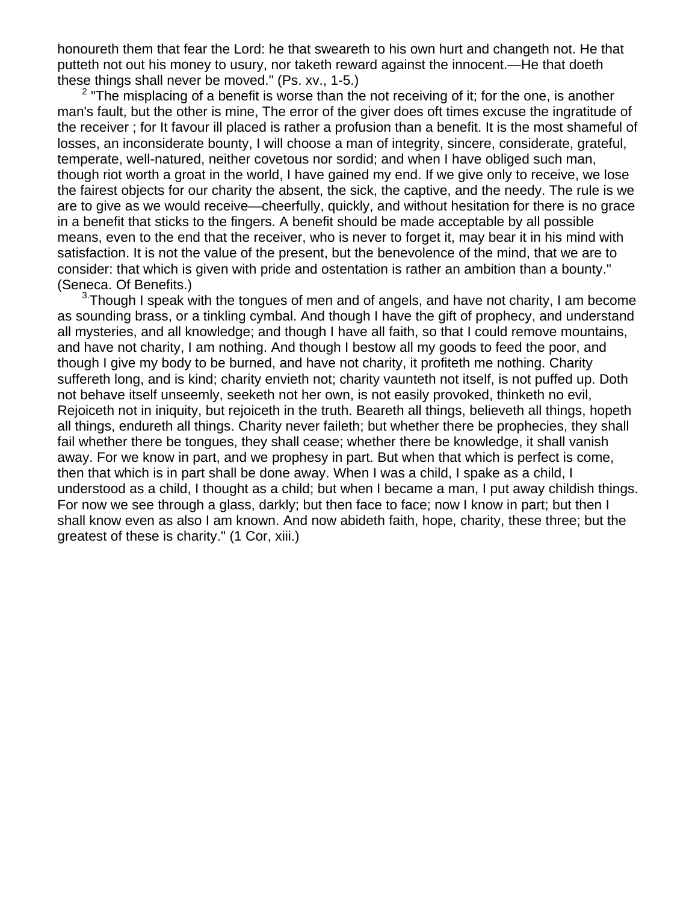honoureth them that fear the Lord: he that sweareth to his own hurt and changeth not. He that putteth not out his money to usury, nor taketh reward against the innocent.—He that doeth these things shall never be moved." (Ps. xv., 1-5.)

[2] "The misplacing of a benefit is worse than the not receiving of it; for the one, is another man's fault, but the other is mine, The error of the giver does oft times excuse the ingratitude of the receiver ; for It favour ill placed is rather a profusion than a benefit. It is the most shameful of losses, an inconsiderate bounty, I will choose a man of integrity, sincere, considerate, grateful, temperate, well-natured, neither covetous nor sordid; and when I have obliged such man, though riot worth a groat in the world, I have gained my end. If we give only to receive, we lose the fairest objects for our charity the absent, the sick, the captive, and the needy. The rule is we are to give as we would receive—cheerfully, quickly, and without hesitation for there is no grace in a benefit that sticks to the fingers. A benefit should be made acceptable by all possible means, even to the end that the receiver, who is never to forget it, may bear it in his mind with satisfaction. It is not the value of the present, but the benevolence of the mind, that we are to consider: that which is given with pride and ostentation is rather an ambition than a bounty." (Seneca. Of Benefits.)

[3.]Though I speak with the tongues of men and of angels, and have not charity, I am become as sounding brass, or a tinkling cymbal. And though I have the gift of prophecy, and understand all mysteries, and all knowledge; and though I have all faith, so that I could remove mountains, and have not charity, I am nothing. And though I bestow all my goods to feed the poor, and though I give my body to be burned, and have not charity, it profiteth me nothing. Charity suffereth long, and is kind; charity envieth not; charity vaunteth not itself, is not puffed up. Doth not behave itself unseemly, seeketh not her own, is not easily provoked, thinketh no evil, Rejoiceth not in iniquity, but rejoiceth in the truth. Beareth all things, believeth all things, hopeth all things, endureth all things. Charity never faileth; but whether there be prophecies, they shall fail whether there be tongues, they shall cease; whether there be knowledge, it shall vanish away. For we know in part, and we prophesy in part. But when that which is perfect is come, then that which is in part shall be done away. When I was a child, I spake as a child, I understood as a child, I thought as a child; but when I became a man, I put away childish things. For now we see through a glass, darkly; but then face to face; now I know in part; but then I shall know even as also I am known. And now abideth faith, hope, charity, these three; but the greatest of these is charity." (1 Cor, xiii.)